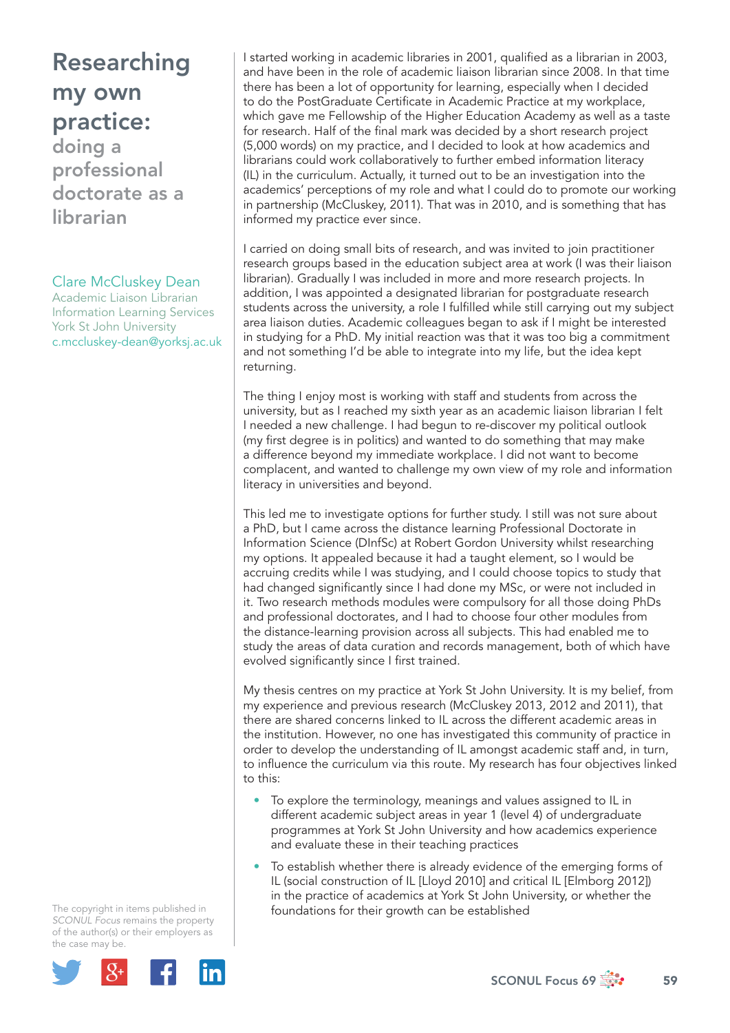# Researching my own practice:

## doing a professional doctorate as a librarian

Clare McCluskey Dean
Academic Liaison Librarian
Information Learning Services
York St John University
c.mccluskey-dean@yorksj.ac.uk

I started working in academic libraries in 2001, qualified as a librarian in 2003, and have been in the role of academic liaison librarian since 2008. In that time there has been a lot of opportunity for learning, especially when I decided to do the PostGraduate Certificate in Academic Practice at my workplace, which gave me Fellowship of the Higher Education Academy as well as a taste for research. Half of the final mark was decided by a short research project (5,000 words) on my practice, and I decided to look at how academics and librarians could work collaboratively to further embed information literacy (IL) in the curriculum. Actually, it turned out to be an investigation into the academics' perceptions of my role and what I could do to promote our working in partnership (McCluskey, 2011). That was in 2010, and is something that has informed my practice ever since.

I carried on doing small bits of research, and was invited to join practitioner research groups based in the education subject area at work (I was their liaison librarian). Gradually I was included in more and more research projects. In addition, I was appointed a designated librarian for postgraduate research students across the university, a role I fulfilled while still carrying out my subject area liaison duties. Academic colleagues began to ask if I might be interested in studying for a PhD. My initial reaction was that it was too big a commitment and not something I'd be able to integrate into my life, but the idea kept returning.

The thing I enjoy most is working with staff and students from across the university, but as I reached my sixth year as an academic liaison librarian I felt I needed a new challenge. I had begun to re-discover my political outlook (my first degree is in politics) and wanted to do something that may make a difference beyond my immediate workplace. I did not want to become complacent, and wanted to challenge my own view of my role and information literacy in universities and beyond.

This led me to investigate options for further study. I still was not sure about a PhD, but I came across the distance learning Professional Doctorate in Information Science (DInfSc) at Robert Gordon University whilst researching my options. It appealed because it had a taught element, so I would be accruing credits while I was studying, and I could choose topics to study that had changed significantly since I had done my MSc, or were not included in it. Two research methods modules were compulsory for all those doing PhDs and professional doctorates, and I had to choose four other modules from the distance-learning provision across all subjects. This had enabled me to study the areas of data curation and records management, both of which have evolved significantly since I first trained.

My thesis centres on my practice at York St John University. It is my belief, from my experience and previous research (McCluskey 2013, 2012 and 2011), that there are shared concerns linked to IL across the different academic areas in the institution. However, no one has investigated this community of practice in order to develop the understanding of IL amongst academic staff and, in turn, to influence the curriculum via this route. My research has four objectives linked to this:

- To explore the terminology, meanings and values assigned to IL in different academic subject areas in year 1 (level 4) of undergraduate programmes at York St John University and how academics experience and evaluate these in their teaching practices
- To establish whether there is already evidence of the emerging forms of IL (social construction of IL [Lloyd 2010] and critical IL [Elmborg 2012]) in the practice of academics at York St John University, or whether the foundations for their growth can be established

The copyright in items published in *SCONUL Focus* remains the property of the author(s) or their employers as the case may be.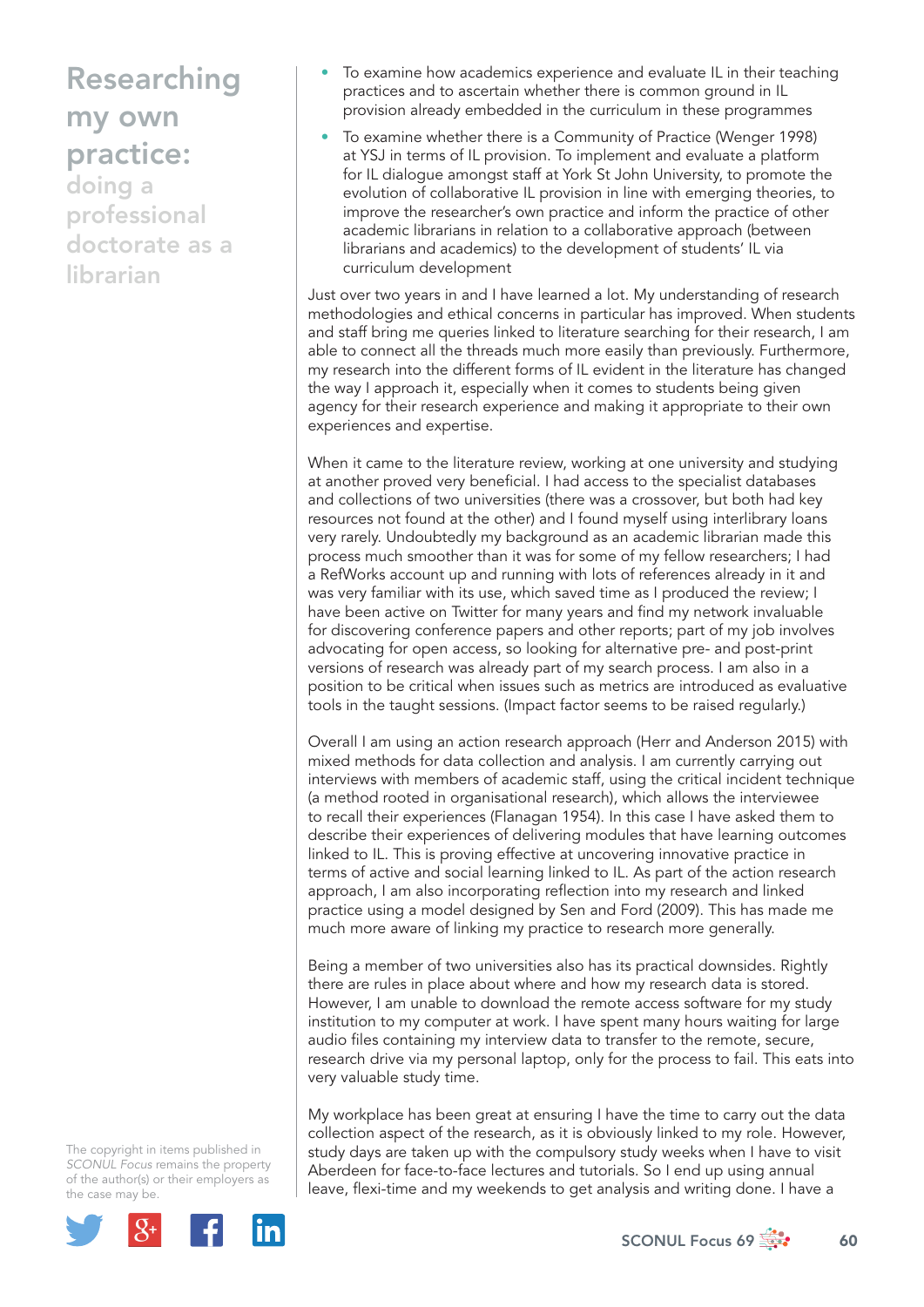- To examine how academics experience and evaluate IL in their teaching practices and to ascertain whether there is common ground in IL provision already embedded in the curriculum in these programmes
- To examine whether there is a Community of Practice (Wenger 1998) at YSJ in terms of IL provision. To implement and evaluate a platform for IL dialogue amongst staff at York St John University, to promote the evolution of collaborative IL provision in line with emerging theories, to improve the researcher's own practice and inform the practice of other academic librarians in relation to a collaborative approach (between librarians and academics) to the development of students' IL via curriculum development

Just over two years in and I have learned a lot. My understanding of research methodologies and ethical concerns in particular has improved. When students and staff bring me queries linked to literature searching for their research, I am able to connect all the threads much more easily than previously. Furthermore, my research into the different forms of IL evident in the literature has changed the way I approach it, especially when it comes to students being given agency for their research experience and making it appropriate to their own experiences and expertise.

When it came to the literature review, working at one university and studying at another proved very beneficial. I had access to the specialist databases and collections of two universities (there was a crossover, but both had key resources not found at the other) and I found myself using interlibrary loans very rarely. Undoubtedly my background as an academic librarian made this process much smoother than it was for some of my fellow researchers; I had a RefWorks account up and running with lots of references already in it and was very familiar with its use, which saved time as I produced the review; I have been active on Twitter for many years and find my network invaluable for discovering conference papers and other reports; part of my job involves advocating for open access, so looking for alternative pre- and post-print versions of research was already part of my search process. I am also in a position to be critical when issues such as metrics are introduced as evaluative tools in the taught sessions. (Impact factor seems to be raised regularly.)

Overall I am using an action research approach (Herr and Anderson 2015) with mixed methods for data collection and analysis. I am currently carrying out interviews with members of academic staff, using the critical incident technique (a method rooted in organisational research), which allows the interviewee to recall their experiences (Flanagan 1954). In this case I have asked them to describe their experiences of delivering modules that have learning outcomes linked to IL. This is proving effective at uncovering innovative practice in terms of active and social learning linked to IL. As part of the action research approach, I am also incorporating reflection into my research and linked practice using a model designed by Sen and Ford (2009). This has made me much more aware of linking my practice to research more generally.

Being a member of two universities also has its practical downsides. Rightly there are rules in place about where and how my research data is stored. However, I am unable to download the remote access software for my study institution to my computer at work. I have spent many hours waiting for large audio files containing my interview data to transfer to the remote, secure, research drive via my personal laptop, only for the process to fail. This eats into very valuable study time.

My workplace has been great at ensuring I have the time to carry out the data collection aspect of the research, as it is obviously linked to my role. However, study days are taken up with the compulsory study weeks when I have to visit Aberdeen for face-to-face lectures and tutorials. So I end up using annual leave, flexi-time and my weekends to get analysis and writing done. I have a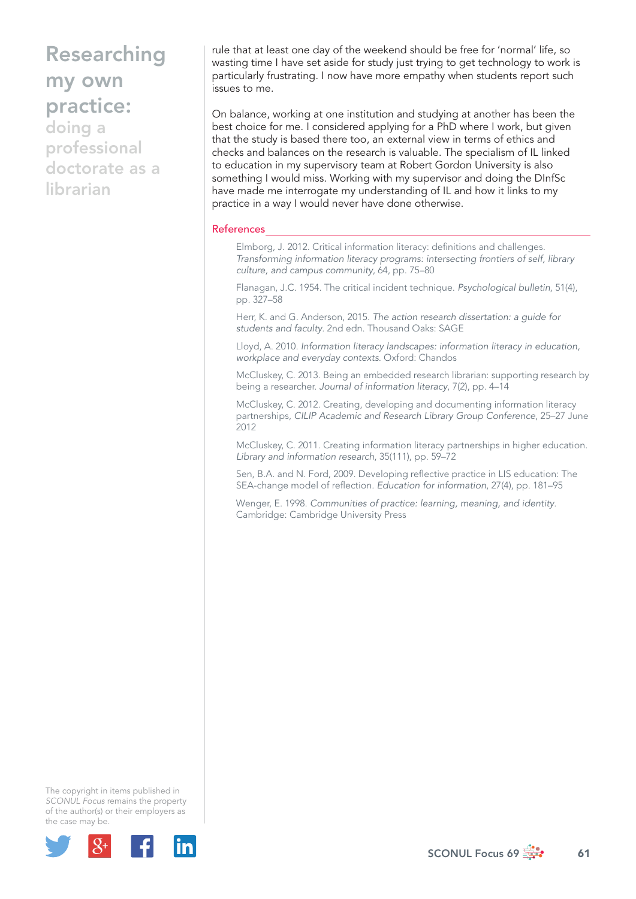rule that at least one day of the weekend should be free for 'normal' life, so wasting time I have set aside for study just trying to get technology to work is particularly frustrating. I now have more empathy when students report such issues to me.

On balance, working at one institution and studying at another has been the best choice for me. I considered applying for a PhD where I work, but given that the study is based there too, an external view in terms of ethics and checks and balances on the research is valuable. The specialism of IL linked to education in my supervisory team at Robert Gordon University is also something I would miss. Working with my supervisor and doing the DInfSc have made me interrogate my understanding of IL and how it links to my practice in a way I would never have done otherwise.

## References

Elmborg, J. 2012. Critical information literacy: definitions and challenges. *Transforming information literacy programs: intersecting frontiers of self, library culture, and campus community*, 64, pp. 75–80

Flanagan, J.C. 1954. The critical incident technique. *Psychological bulletin*, 51(4), pp. 327–58

Herr, K. and G. Anderson, 2015. *The action research dissertation: a guide for students and faculty*. 2nd edn. Thousand Oaks: SAGE

Lloyd, A. 2010. *Information literacy landscapes: information literacy in education, workplace and everyday contexts*. Oxford: Chandos

McCluskey, C. 2013. Being an embedded research librarian: supporting research by being a researcher. *Journal of information literacy*, 7(2), pp. 4–14

McCluskey, C. 2012. Creating, developing and documenting information literacy partnerships, *CILIP Academic and Research Library Group Conference*, 25–27 June 2012

McCluskey, C. 2011. Creating information literacy partnerships in higher education. *Library and information research*, 35(111), pp. 59–72

Sen, B.A. and N. Ford, 2009. Developing reflective practice in LIS education: The SEA-change model of reflection. *Education for information*, 27(4), pp. 181–95

Wenger, E. 1998. *Communities of practice: learning, meaning, and identity*. Cambridge: Cambridge University Press

The copyright in items published in *SCONUL Focus* remains the property of the author(s) or their employers as the case may be.